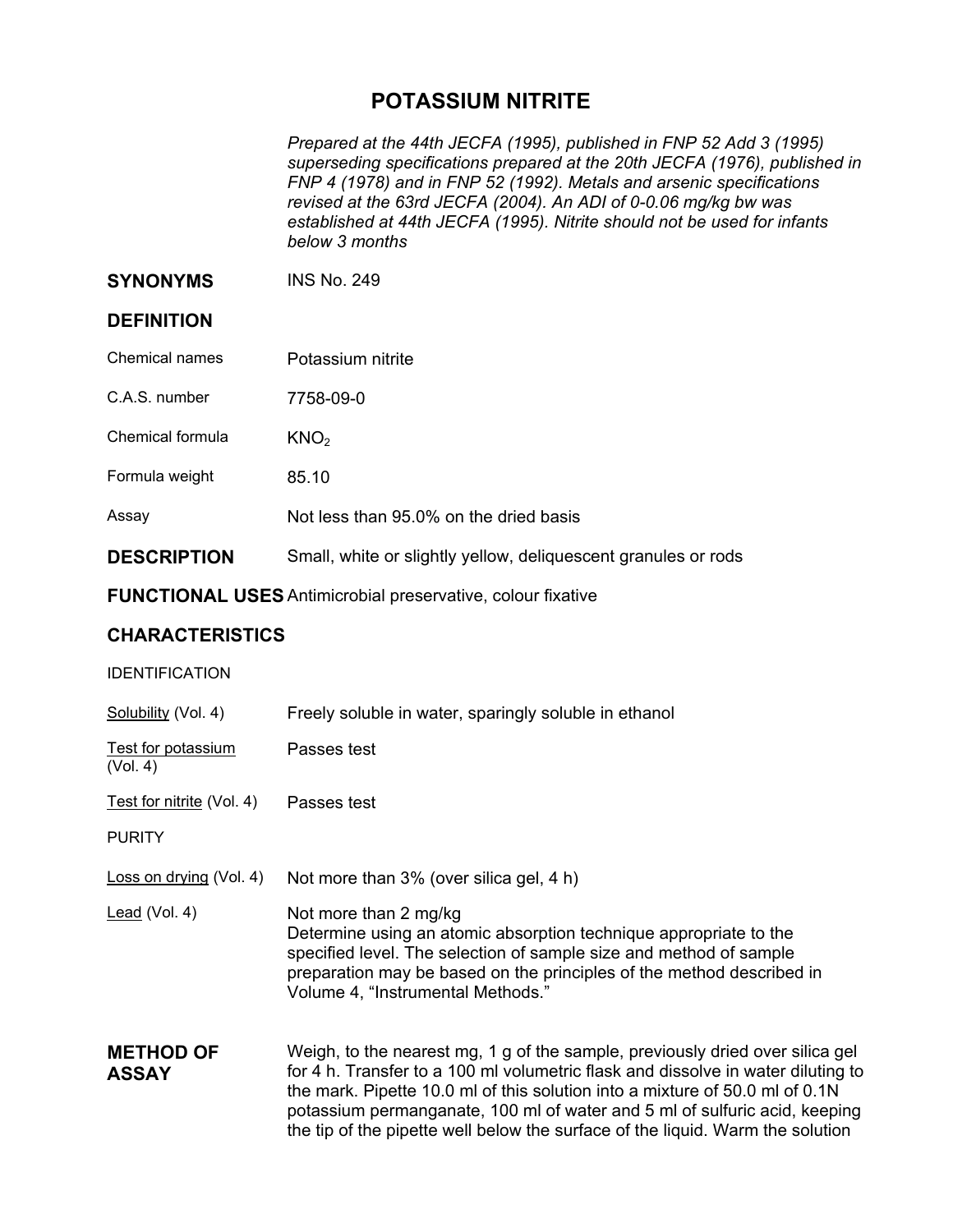# POTASSIUM NITRITE

*Prepared at the 44th JECFA (1995), published in FNP 52 Add 3 (1995) superseding specifications prepared at the 20th JECFA (1976), published in FNP 4 (1978) and in FNP 52 (1992). Metals and arsenic specifications revised at the 63rd JECFA (2004). An ADI of 0-0.06 mg/kg bw was established at 44th JECFA (1995). Nitrite should not be used for infants below 3 months*

## SYNONYMS

INS No. 249

## DEFINITION

| | |
|---|---|
| Chemical names | Potassium nitrite |
| C.A.S. number | 7758-09-0 |
| Chemical formula | $KNO_2$ |
| Formula weight | 85.10 |
| Assay | Not less than 95.0% on the dried basis |

## DESCRIPTION

Small, white or slightly yellow, deliquescent granules or rods

## FUNCTIONAL USES

Antimicrobial preservative, colour fixative

## CHARACTERISTICS

IDENTIFICATION

| | |
|---|---|
| Solubility (Vol. 4) | Freely soluble in water, sparingly soluble in ethanol |
| Test for potassium (Vol. 4) | Passes test |
| Test for nitrite (Vol. 4) | Passes test |

PURITY

| | |
|---|---|
| Loss on drying (Vol. 4) | Not more than 3% (over silica gel, 4 h) |
| Lead (Vol. 4) | Not more than 2 mg/kg<br>Determine using an atomic absorption technique appropriate to the specified level. The selection of sample size and method of sample preparation may be based on the principles of the method described in Volume 4, "Instrumental Methods." |

## METHOD OF ASSAY

Weigh, to the nearest mg, 1 g of the sample, previously dried over silica gel for 4 h. Transfer to a 100 ml volumetric flask and dissolve in water diluting to the mark. Pipette 10.0 ml of this solution into a mixture of 50.0 ml of 0.1N potassium permanganate, 100 ml of water and 5 ml of sulfuric acid, keeping the tip of the pipette well below the surface of the liquid. Warm the solution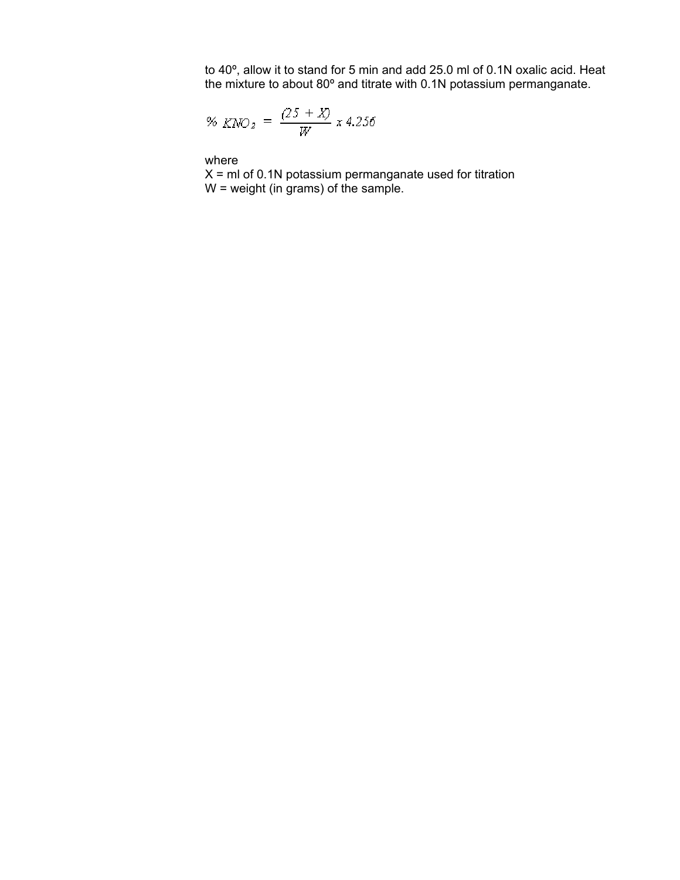to 40º, allow it to stand for 5 min and add 25.0 ml of 0.1N oxalic acid. Heat the mixture to about 80º and titrate with 0.1N potassium permanganate.

$$\% \ KNO_2 = \frac{(25 + X)}{W} \times 4.256$$

where

X = ml of 0.1N potassium permanganate used for titration

W = weight (in grams) of the sample.